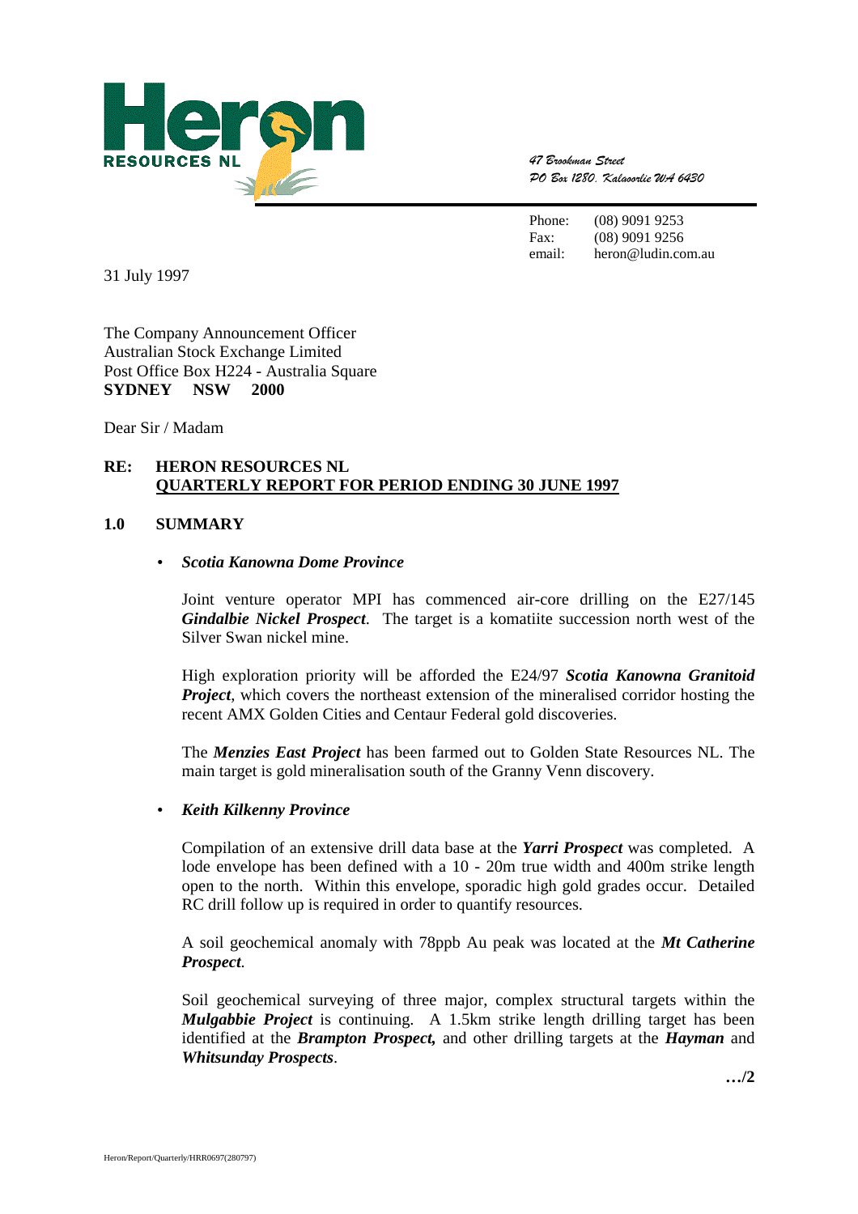**Heron RESOURCES NL**

*47 Brookman Street*
*PO Box 1280, Kalgoorlie WA 6430*

Phone: (08) 9091 9253
Fax: (08) 9091 9256
email: heron@ludin.com.au

31 July 1997

The Company Announcement Officer
Australian Stock Exchange Limited
Post Office Box H224 - Australia Square
**SYDNEY NSW 2000**

Dear Sir / Madam

**RE: HERON RESOURCES NL**
**QUARTERLY REPORT FOR PERIOD ENDING 30 JUNE 1997**

## 1.0 SUMMARY

- ***Scotia Kanowna Dome Province***

  Joint venture operator MPI has commenced air-core drilling on the E27/145 ***Gindalbie Nickel Prospect***. The target is a komatiite succession north west of the Silver Swan nickel mine.

  High exploration priority will be afforded the E24/97 ***Scotia Kanowna Granitoid Project***, which covers the northeast extension of the mineralised corridor hosting the recent AMX Golden Cities and Centaur Federal gold discoveries.

  The ***Menzies East Project*** has been farmed out to Golden State Resources NL. The main target is gold mineralisation south of the Granny Venn discovery.

- ***Keith Kilkenny Province***

  Compilation of an extensive drill data base at the ***Yarri Prospect*** was completed. A lode envelope has been defined with a 10 - 20m true width and 400m strike length open to the north. Within this envelope, sporadic high gold grades occur. Detailed RC drill follow up is required in order to quantify resources.

  A soil geochemical anomaly with 78ppb Au peak was located at the ***Mt Catherine Prospect***.

  Soil geochemical surveying of three major, complex structural targets within the ***Mulgabbie Project*** is continuing. A 1.5km strike length drilling target has been identified at the ***Brampton Prospect,*** and other drilling targets at the ***Hayman*** and ***Whitsunday Prospects***.

**…/2**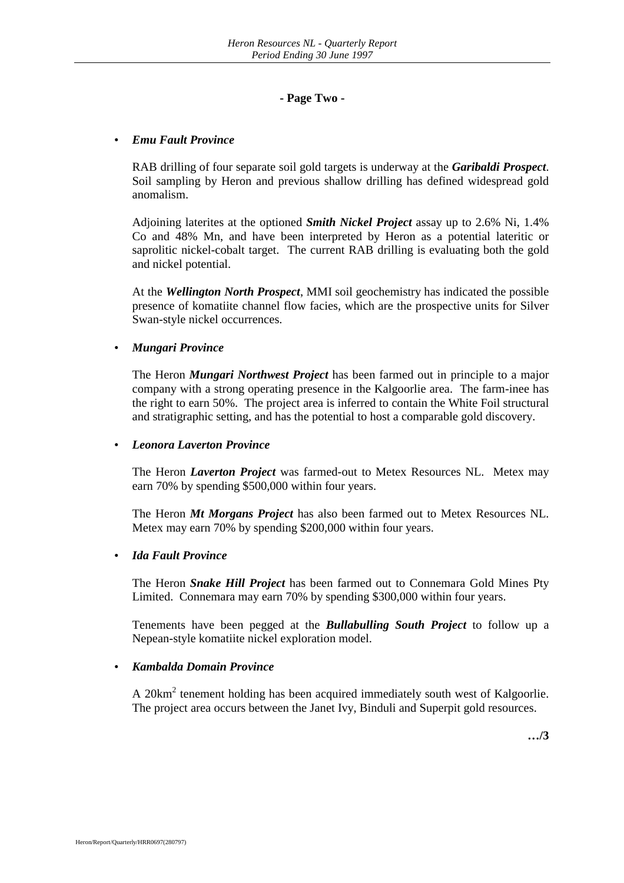- Page Two -

- ***Emu Fault Province***

  RAB drilling of four separate soil gold targets is underway at the ***Garibaldi Prospect***. Soil sampling by Heron and previous shallow drilling has defined widespread gold anomalism.

  Adjoining laterites at the optioned ***Smith Nickel Project*** assay up to 2.6% Ni, 1.4% Co and 48% Mn, and have been interpreted by Heron as a potential lateritic or saprolitic nickel-cobalt target. The current RAB drilling is evaluating both the gold and nickel potential.

  At the ***Wellington North Prospect***, MMI soil geochemistry has indicated the possible presence of komatiite channel flow facies, which are the prospective units for Silver Swan-style nickel occurrences.

- ***Mungari Province***

  The Heron ***Mungari Northwest Project*** has been farmed out in principle to a major company with a strong operating presence in the Kalgoorlie area. The farm-inee has the right to earn 50%. The project area is inferred to contain the White Foil structural and stratigraphic setting, and has the potential to host a comparable gold discovery.

- ***Leonora Laverton Province***

  The Heron ***Laverton Project*** was farmed-out to Metex Resources NL. Metex may earn 70% by spending $500,000 within four years.

  The Heron ***Mt Morgans Project*** has also been farmed out to Metex Resources NL. Metex may earn 70% by spending $200,000 within four years.

- ***Ida Fault Province***

  The Heron ***Snake Hill Project*** has been farmed out to Connemara Gold Mines Pty Limited. Connemara may earn 70% by spending $300,000 within four years.

  Tenements have been pegged at the ***Bullabulling South Project*** to follow up a Nepean-style komatiite nickel exploration model.

- ***Kambalda Domain Province***

  A 20km$^2$ tenement holding has been acquired immediately south west of Kalgoorlie. The project area occurs between the Janet Ivy, Binduli and Superpit gold resources.

**…/3**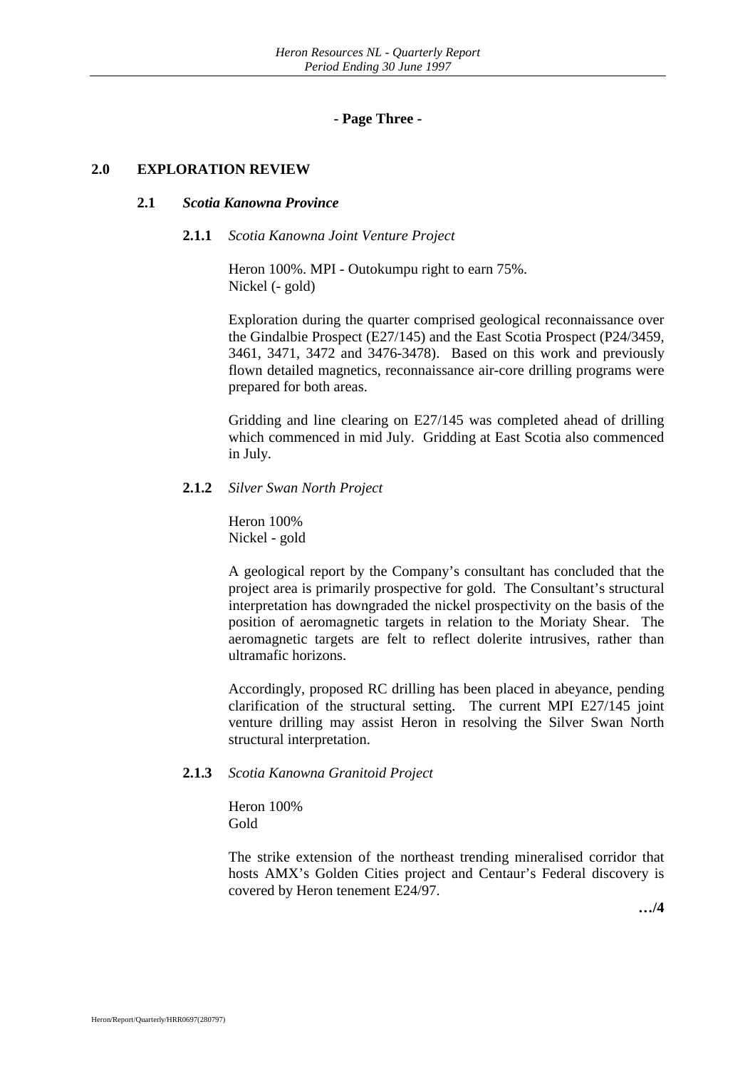## 2.0 EXPLORATION REVIEW

### 2.1 *Scotia Kanowna Province*

#### 2.1.1 *Scotia Kanowna Joint Venture Project*

Heron 100%. MPI - Outokumpu right to earn 75%.
Nickel (- gold)

Exploration during the quarter comprised geological reconnaissance over the Gindalbie Prospect (E27/145) and the East Scotia Prospect (P24/3459, 3461, 3471, 3472 and 3476-3478). Based on this work and previously flown detailed magnetics, reconnaissance air-core drilling programs were prepared for both areas.

Gridding and line clearing on E27/145 was completed ahead of drilling which commenced in mid July. Gridding at East Scotia also commenced in July.

#### 2.1.2 *Silver Swan North Project*

Heron 100%
Nickel - gold

A geological report by the Company's consultant has concluded that the project area is primarily prospective for gold. The Consultant's structural interpretation has downgraded the nickel prospectivity on the basis of the position of aeromagnetic targets in relation to the Moriaty Shear. The aeromagnetic targets are felt to reflect dolerite intrusives, rather than ultramafic horizons.

Accordingly, proposed RC drilling has been placed in abeyance, pending clarification of the structural setting. The current MPI E27/145 joint venture drilling may assist Heron in resolving the Silver Swan North structural interpretation.

#### 2.1.3 *Scotia Kanowna Granitoid Project*

Heron 100%
Gold

The strike extension of the northeast trending mineralised corridor that hosts AMX's Golden Cities project and Centaur's Federal discovery is covered by Heron tenement E24/97.

**…/4**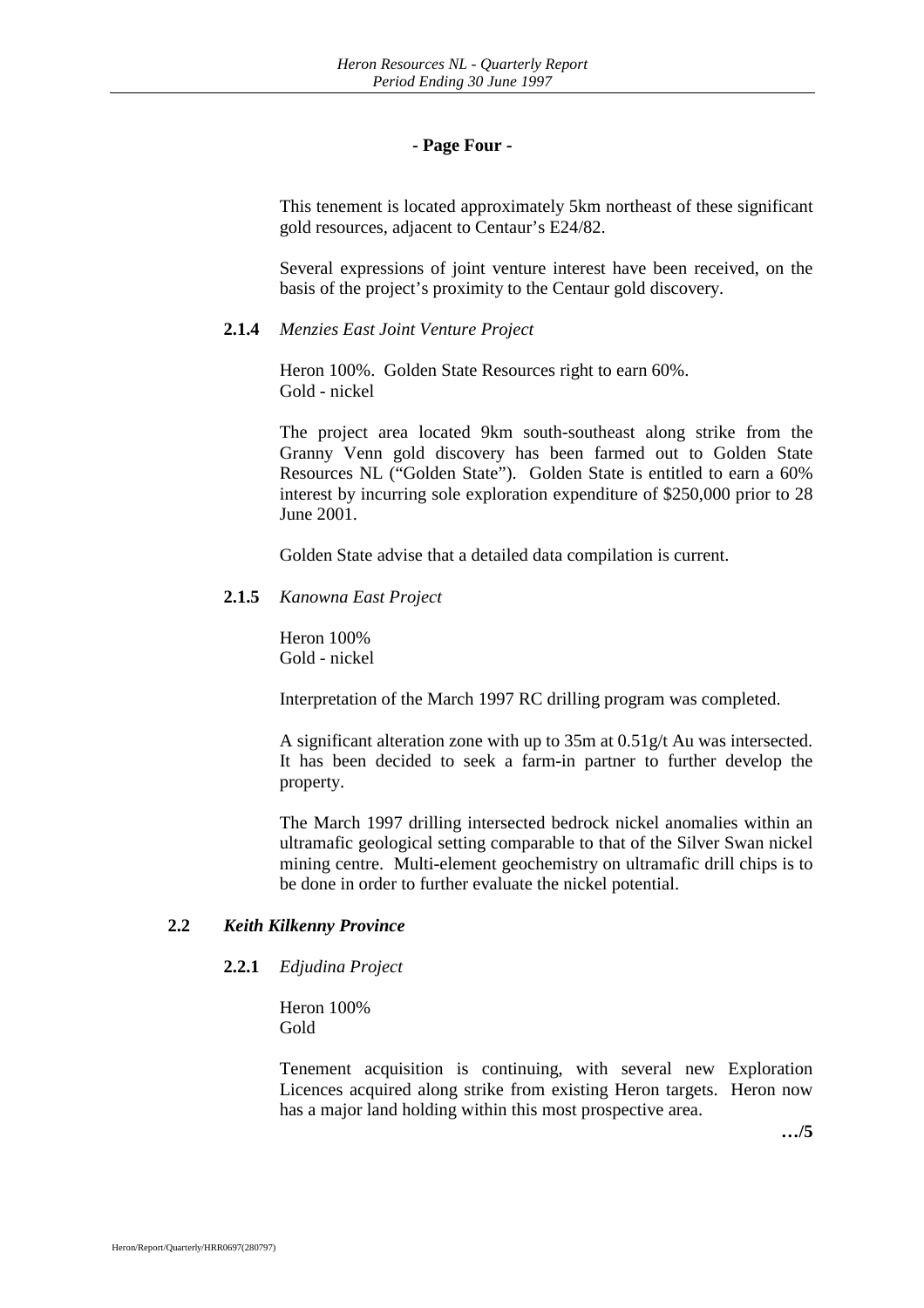**- Page Four -**

This tenement is located approximately 5km northeast of these significant gold resources, adjacent to Centaur's E24/82.

Several expressions of joint venture interest have been received, on the basis of the project's proximity to the Centaur gold discovery.

#### 2.1.4 *Menzies East Joint Venture Project*

Heron 100%. Golden State Resources right to earn 60%.
Gold - nickel

The project area located 9km south-southeast along strike from the Granny Venn gold discovery has been farmed out to Golden State Resources NL ("Golden State"). Golden State is entitled to earn a 60% interest by incurring sole exploration expenditure of $250,000 prior to 28 June 2001.

Golden State advise that a detailed data compilation is current.

#### 2.1.5 *Kanowna East Project*

Heron 100%
Gold - nickel

Interpretation of the March 1997 RC drilling program was completed.

A significant alteration zone with up to 35m at 0.51g/t Au was intersected. It has been decided to seek a farm-in partner to further develop the property.

The March 1997 drilling intersected bedrock nickel anomalies within an ultramafic geological setting comparable to that of the Silver Swan nickel mining centre. Multi-element geochemistry on ultramafic drill chips is to be done in order to further evaluate the nickel potential.

### 2.2 *Keith Kilkenny Province*

#### 2.2.1 *Edjudina Project*

Heron 100%
Gold

Tenement acquisition is continuing, with several new Exploration Licences acquired along strike from existing Heron targets. Heron now has a major land holding within this most prospective area.

**…/5**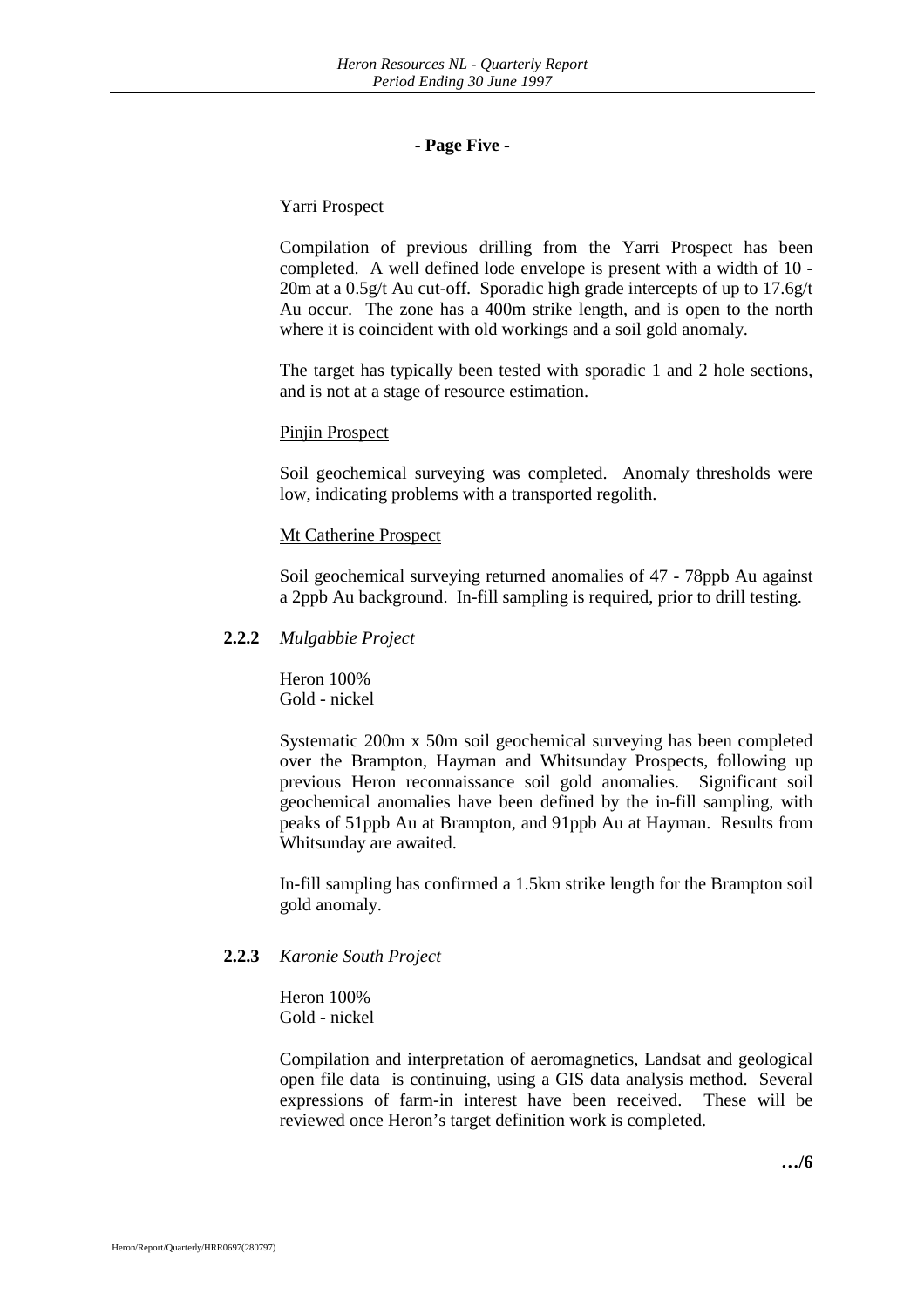- Page Five -

Yarri Prospect

Compilation of previous drilling from the Yarri Prospect has been completed. A well defined lode envelope is present with a width of 10 - 20m at a 0.5g/t Au cut-off. Sporadic high grade intercepts of up to 17.6g/t Au occur. The zone has a 400m strike length, and is open to the north where it is coincident with old workings and a soil gold anomaly.

The target has typically been tested with sporadic 1 and 2 hole sections, and is not at a stage of resource estimation.

Pinjin Prospect

Soil geochemical surveying was completed. Anomaly thresholds were low, indicating problems with a transported regolith.

Mt Catherine Prospect

Soil geochemical surveying returned anomalies of 47 - 78ppb Au against a 2ppb Au background. In-fill sampling is required, prior to drill testing.

**2.2.2** *Mulgabbie Project*

Heron 100%
Gold - nickel

Systematic 200m x 50m soil geochemical surveying has been completed over the Brampton, Hayman and Whitsunday Prospects, following up previous Heron reconnaissance soil gold anomalies. Significant soil geochemical anomalies have been defined by the in-fill sampling, with peaks of 51ppb Au at Brampton, and 91ppb Au at Hayman. Results from Whitsunday are awaited.

In-fill sampling has confirmed a 1.5km strike length for the Brampton soil gold anomaly.

**2.2.3** *Karonie South Project*

Heron 100%
Gold - nickel

Compilation and interpretation of aeromagnetics, Landsat and geological open file data is continuing, using a GIS data analysis method. Several expressions of farm-in interest have been received. These will be reviewed once Heron's target definition work is completed.

**…/6**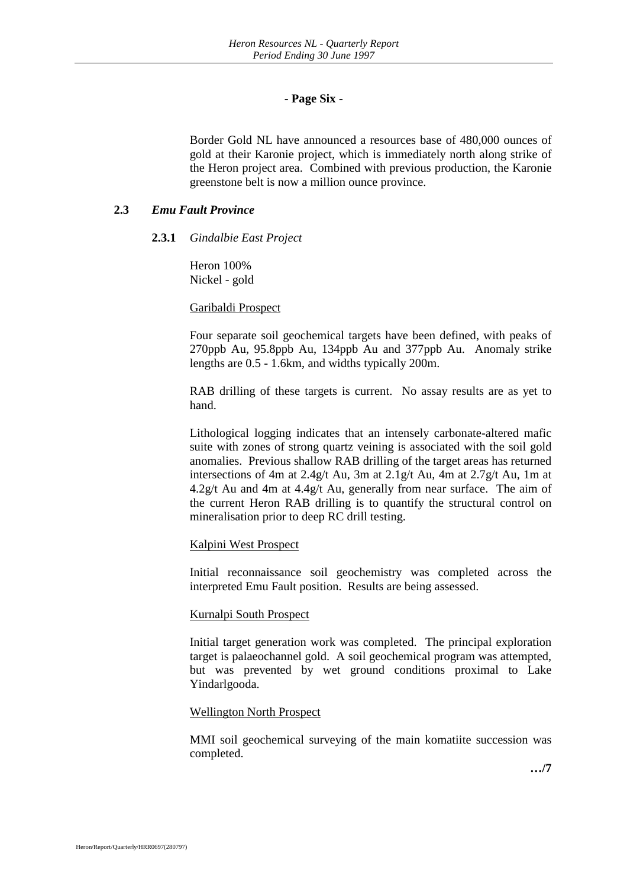Border Gold NL have announced a resources base of 480,000 ounces of gold at their Karonie project, which is immediately north along strike of the Heron project area. Combined with previous production, the Karonie greenstone belt is now a million ounce province.

## 2.3 *Emu Fault Province*

### 2.3.1 *Gindalbie East Project*

Heron 100%
Nickel - gold

Garibaldi Prospect

Four separate soil geochemical targets have been defined, with peaks of 270ppb Au, 95.8ppb Au, 134ppb Au and 377ppb Au. Anomaly strike lengths are 0.5 - 1.6km, and widths typically 200m.

RAB drilling of these targets is current. No assay results are as yet to hand.

Lithological logging indicates that an intensely carbonate-altered mafic suite with zones of strong quartz veining is associated with the soil gold anomalies. Previous shallow RAB drilling of the target areas has returned intersections of 4m at 2.4g/t Au, 3m at 2.1g/t Au, 4m at 2.7g/t Au, 1m at 4.2g/t Au and 4m at 4.4g/t Au, generally from near surface. The aim of the current Heron RAB drilling is to quantify the structural control on mineralisation prior to deep RC drill testing.

Kalpini West Prospect

Initial reconnaissance soil geochemistry was completed across the interpreted Emu Fault position. Results are being assessed.

Kurnalpi South Prospect

Initial target generation work was completed. The principal exploration target is palaeochannel gold. A soil geochemical program was attempted, but was prevented by wet ground conditions proximal to Lake Yindarlgooda.

Wellington North Prospect

MMI soil geochemical surveying of the main komatiite succession was completed.

**…/7**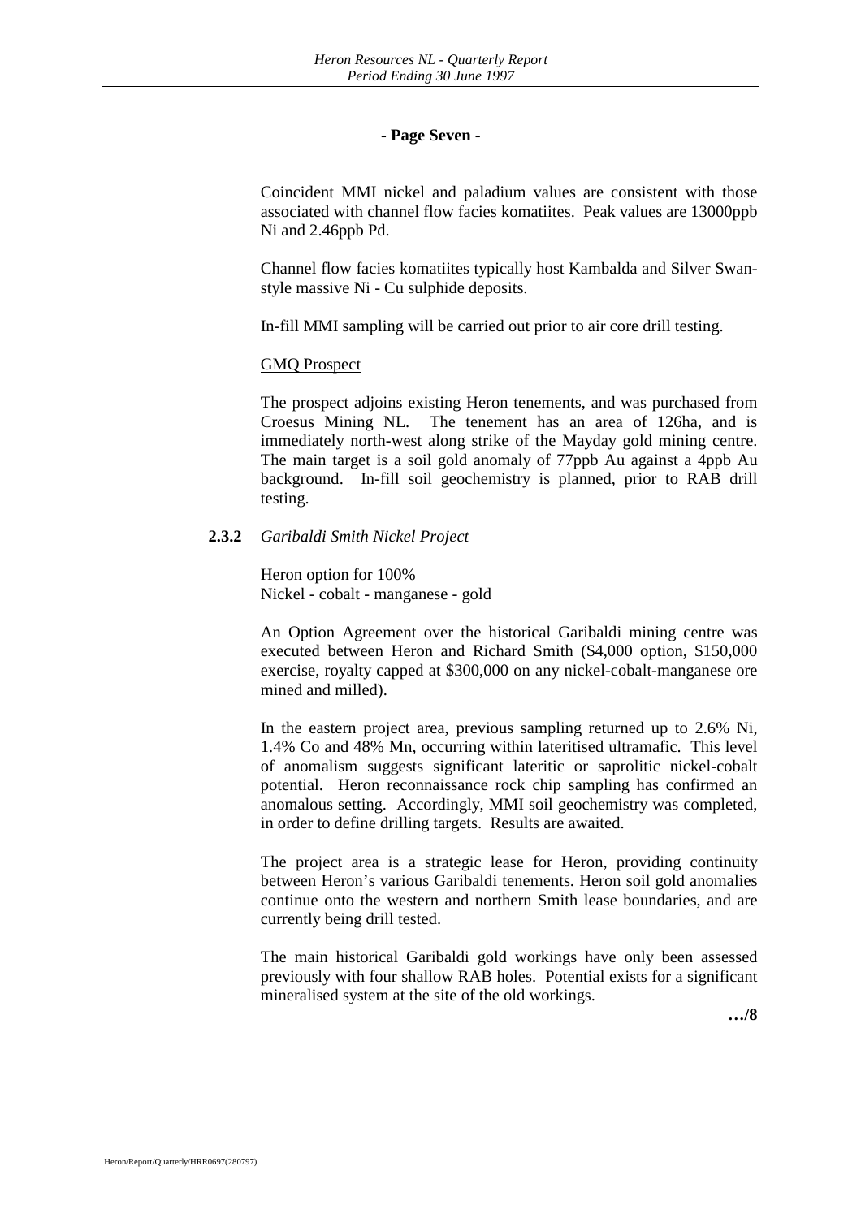**- Page Seven -**

Coincident MMI nickel and paladium values are consistent with those associated with channel flow facies komatiites. Peak values are 13000ppb Ni and 2.46ppb Pd.

Channel flow facies komatiites typically host Kambalda and Silver Swan-style massive Ni - Cu sulphide deposits.

In-fill MMI sampling will be carried out prior to air core drill testing.

<u>GMQ Prospect</u>

The prospect adjoins existing Heron tenements, and was purchased from Croesus Mining NL. The tenement has an area of 126ha, and is immediately north-west along strike of the Mayday gold mining centre. The main target is a soil gold anomaly of 77ppb Au against a 4ppb Au background. In-fill soil geochemistry is planned, prior to RAB drill testing.

**2.3.2** *Garibaldi Smith Nickel Project*

Heron option for 100%
Nickel - cobalt - manganese - gold

An Option Agreement over the historical Garibaldi mining centre was executed between Heron and Richard Smith ($4,000 option, $150,000 exercise, royalty capped at $300,000 on any nickel-cobalt-manganese ore mined and milled).

In the eastern project area, previous sampling returned up to 2.6% Ni, 1.4% Co and 48% Mn, occurring within lateritised ultramafic. This level of anomalism suggests significant lateritic or saprolitic nickel-cobalt potential. Heron reconnaissance rock chip sampling has confirmed an anomalous setting. Accordingly, MMI soil geochemistry was completed, in order to define drilling targets. Results are awaited.

The project area is a strategic lease for Heron, providing continuity between Heron's various Garibaldi tenements. Heron soil gold anomalies continue onto the western and northern Smith lease boundaries, and are currently being drill tested.

The main historical Garibaldi gold workings have only been assessed previously with four shallow RAB holes. Potential exists for a significant mineralised system at the site of the old workings.

**…/8**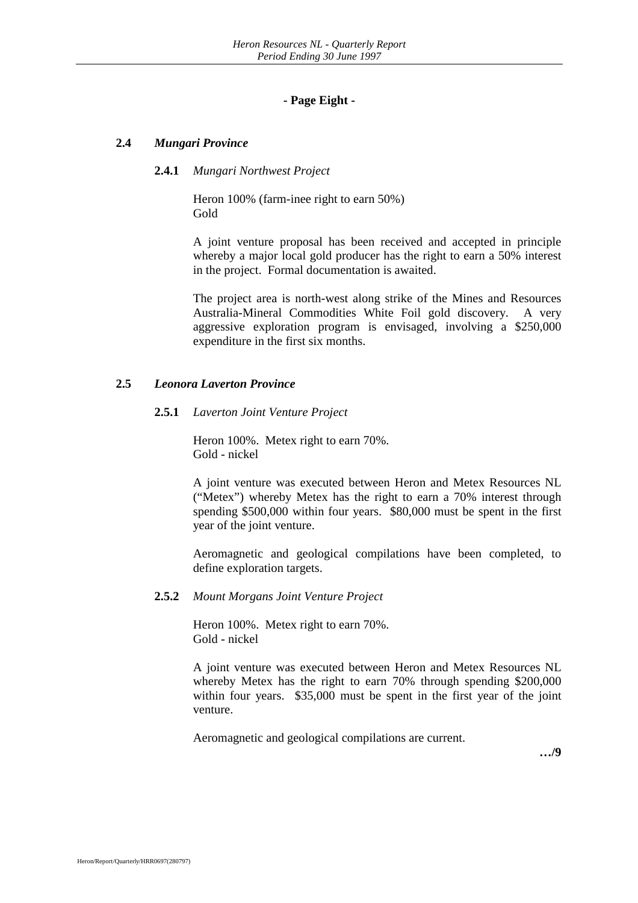**- Page Eight -**

## 2.4 *Mungari Province*

### 2.4.1 *Mungari Northwest Project*

Heron 100% (farm-inee right to earn 50%)
Gold

A joint venture proposal has been received and accepted in principle whereby a major local gold producer has the right to earn a 50% interest in the project. Formal documentation is awaited.

The project area is north-west along strike of the Mines and Resources Australia-Mineral Commodities White Foil gold discovery. A very aggressive exploration program is envisaged, involving a $250,000 expenditure in the first six months.

## 2.5 *Leonora Laverton Province*

### 2.5.1 *Laverton Joint Venture Project*

Heron 100%. Metex right to earn 70%.
Gold - nickel

A joint venture was executed between Heron and Metex Resources NL ("Metex") whereby Metex has the right to earn a 70% interest through spending $500,000 within four years. $80,000 must be spent in the first year of the joint venture.

Aeromagnetic and geological compilations have been completed, to define exploration targets.

### 2.5.2 *Mount Morgans Joint Venture Project*

Heron 100%. Metex right to earn 70%.
Gold - nickel

A joint venture was executed between Heron and Metex Resources NL whereby Metex has the right to earn 70% through spending $200,000 within four years. $35,000 must be spent in the first year of the joint venture.

Aeromagnetic and geological compilations are current.

**…/9**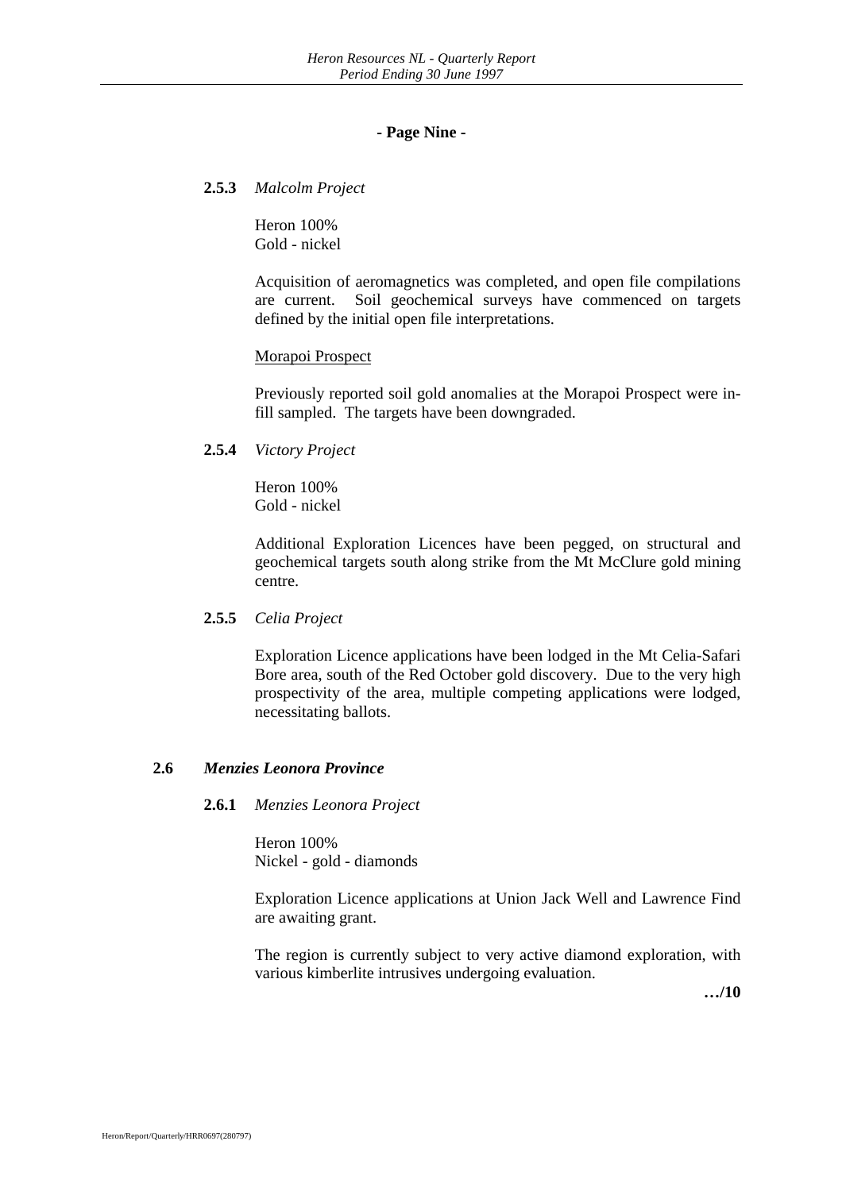### 2.5.3 *Malcolm Project*

Heron 100%
Gold - nickel

Acquisition of aeromagnetics was completed, and open file compilations are current. Soil geochemical surveys have commenced on targets defined by the initial open file interpretations.

Morapoi Prospect

Previously reported soil gold anomalies at the Morapoi Prospect were in-fill sampled. The targets have been downgraded.

### 2.5.4 *Victory Project*

Heron 100%
Gold - nickel

Additional Exploration Licences have been pegged, on structural and geochemical targets south along strike from the Mt McClure gold mining centre.

### 2.5.5 *Celia Project*

Exploration Licence applications have been lodged in the Mt Celia-Safari Bore area, south of the Red October gold discovery. Due to the very high prospectivity of the area, multiple competing applications were lodged, necessitating ballots.

## 2.6 *Menzies Leonora Province*

### 2.6.1 *Menzies Leonora Project*

Heron 100%
Nickel - gold - diamonds

Exploration Licence applications at Union Jack Well and Lawrence Find are awaiting grant.

The region is currently subject to very active diamond exploration, with various kimberlite intrusives undergoing evaluation.

**…/10**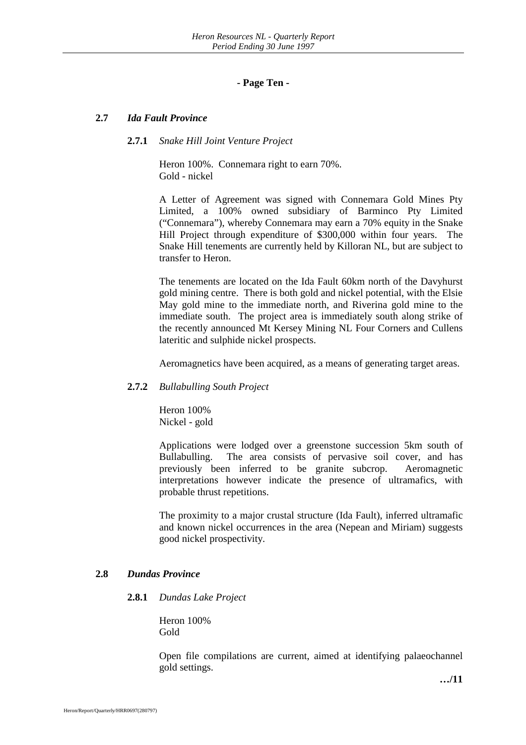## 2.7 *Ida Fault Province*

### 2.7.1 *Snake Hill Joint Venture Project*

Heron 100%. Connemara right to earn 70%.
Gold - nickel

A Letter of Agreement was signed with Connemara Gold Mines Pty Limited, a 100% owned subsidiary of Barminco Pty Limited ("Connemara"), whereby Connemara may earn a 70% equity in the Snake Hill Project through expenditure of $300,000 within four years. The Snake Hill tenements are currently held by Killoran NL, but are subject to transfer to Heron.

The tenements are located on the Ida Fault 60km north of the Davyhurst gold mining centre. There is both gold and nickel potential, with the Elsie May gold mine to the immediate north, and Riverina gold mine to the immediate south. The project area is immediately south along strike of the recently announced Mt Kersey Mining NL Four Corners and Cullens lateritic and sulphide nickel prospects.

Aeromagnetics have been acquired, as a means of generating target areas.

### 2.7.2 *Bullabulling South Project*

Heron 100%
Nickel - gold

Applications were lodged over a greenstone succession 5km south of Bullabulling. The area consists of pervasive soil cover, and has previously been inferred to be granite subcrop. Aeromagnetic interpretations however indicate the presence of ultramafics, with probable thrust repetitions.

The proximity to a major crustal structure (Ida Fault), inferred ultramafic and known nickel occurrences in the area (Nepean and Miriam) suggests good nickel prospectivity.

## 2.8 *Dundas Province*

### 2.8.1 *Dundas Lake Project*

Heron 100%
Gold

Open file compilations are current, aimed at identifying palaeochannel gold settings.

…/11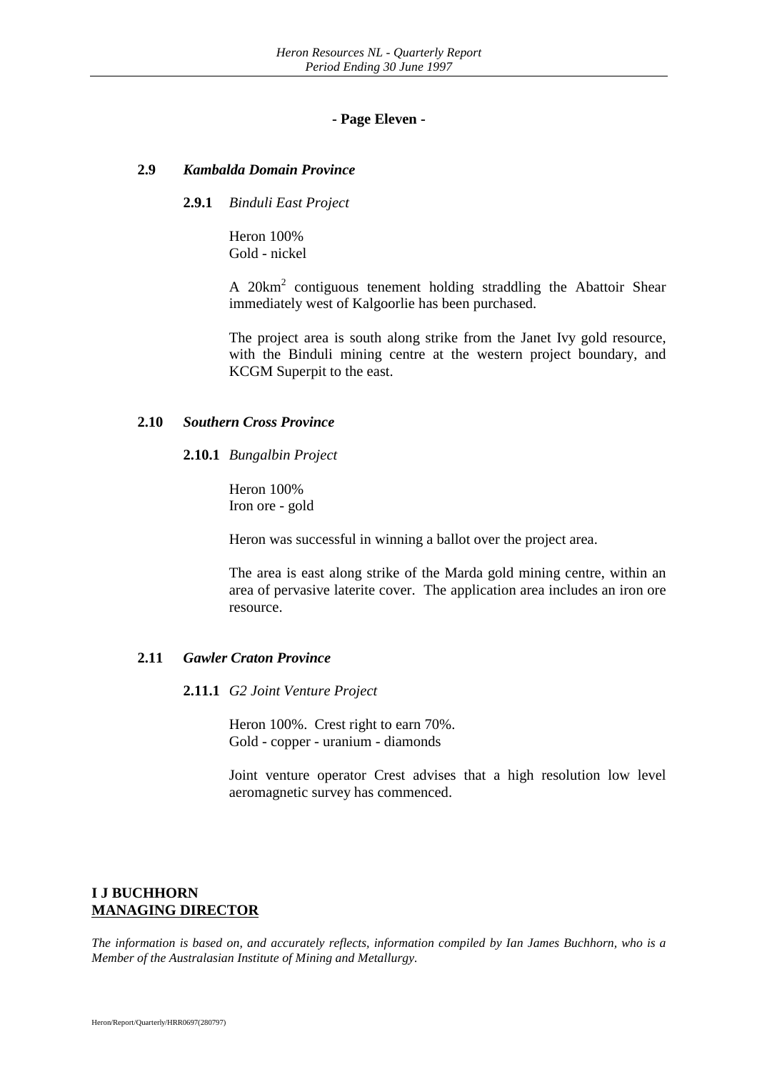## 2.9 *Kambalda Domain Province*

### 2.9.1 *Binduli East Project*

Heron 100%
Gold - nickel

A 20km$^2$ contiguous tenement holding straddling the Abattoir Shear immediately west of Kalgoorlie has been purchased.

The project area is south along strike from the Janet Ivy gold resource, with the Binduli mining centre at the western project boundary, and KCGM Superpit to the east.

## 2.10 *Southern Cross Province*

### 2.10.1 *Bungalbin Project*

Heron 100%
Iron ore - gold

Heron was successful in winning a ballot over the project area.

The area is east along strike of the Marda gold mining centre, within an area of pervasive laterite cover. The application area includes an iron ore resource.

## 2.11 *Gawler Craton Province*

### 2.11.1 *G2 Joint Venture Project*

Heron 100%. Crest right to earn 70%.
Gold - copper - uranium - diamonds

Joint venture operator Crest advises that a high resolution low level aeromagnetic survey has commenced.

**I J BUCHHORN**
**MANAGING DIRECTOR**

*The information is based on, and accurately reflects, information compiled by Ian James Buchhorn, who is a Member of the Australasian Institute of Mining and Metallurgy.*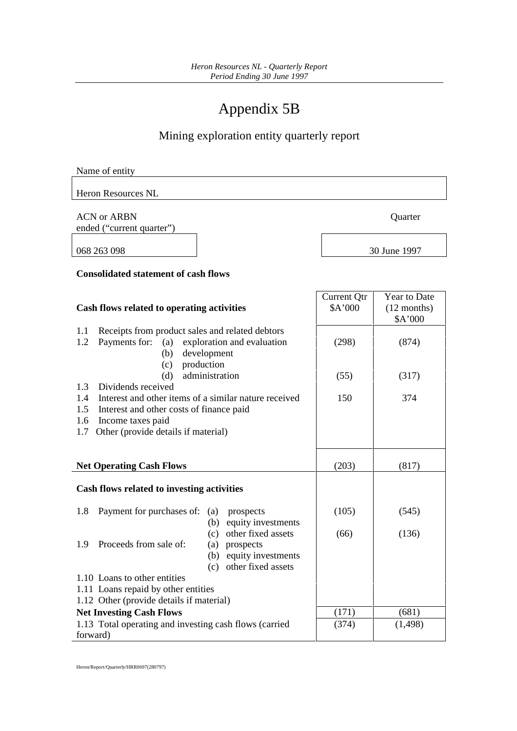# Appendix 5B

## Mining exploration entity quarterly report

Name of entity

Heron Resources NL

| ACN or ARBN | Quarter ended ("current quarter") |
|---|---|
| 068 263 098 | 30 June 1997 |

**Consolidated statement of cash flows**

| **Cash flows related to operating activities** | Current Qtr $A'000 | Year to Date (12 months) $A'000 |
|---|---|---|
| 1.1 Receipts from product sales and related debtors | | |
| 1.2 Payments for: (a) exploration and evaluation | (298) | (874) |
| (b) development | | |
| (c) production | | |
| (d) administration | (55) | (317) |
| 1.3 Dividends received | | |
| 1.4 Interest and other items of a similar nature received | 150 | 374 |
| 1.5 Interest and other costs of finance paid | | |
| 1.6 Income taxes paid | | |
| 1.7 Other (provide details if material) | | |
| **Net Operating Cash Flows** | (203) | (817) |
| **Cash flows related to investing activities** | | |
| 1.8 Payment for purchases of: (a) prospects | (105) | (545) |
| (b) equity investments | | |
| (c) other fixed assets | (66) | (136) |
| 1.9 Proceeds from sale of: (a) prospects | | |
| (b) equity investments | | |
| (c) other fixed assets | | |
| 1.10 Loans to other entities | | |
| 1.11 Loans repaid by other entities | | |
| 1.12 Other (provide details if material) | | |
| **Net Investing Cash Flows** | (171) | (681) |
| 1.13 Total operating and investing cash flows (carried forward) | (374) | (1,498) |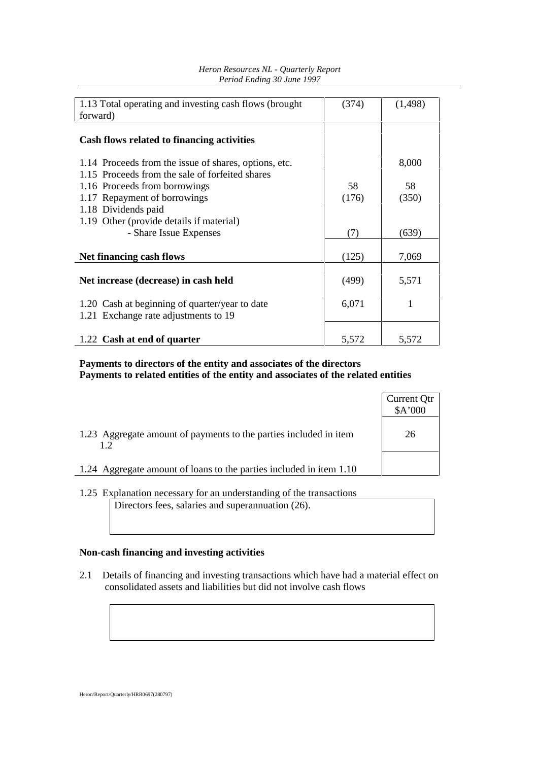| | | |
|---|---|---|
| 1.13 Total operating and investing cash flows (brought forward) | (374) | (1,498) |
| **Cash flows related to financing activities** | | |
| 1.14 Proceeds from the issue of shares, options, etc. | | 8,000 |
| 1.15 Proceeds from the sale of forfeited shares | | |
| 1.16 Proceeds from borrowings | 58 | 58 |
| 1.17 Repayment of borrowings | (176) | (350) |
| 1.18 Dividends paid | | |
| 1.19 Other (provide details if material) | | |
| - Share Issue Expenses | (7) | (639) |
| **Net financing cash flows** | (125) | 7,069 |
| **Net increase (decrease) in cash held** | (499) | 5,571 |
| 1.20 Cash at beginning of quarter/year to date | 6,071 | 1 |
| 1.21 Exchange rate adjustments to 19 | | |
| 1.22 **Cash at end of quarter** | 5,572 | 5,572 |

**Payments to directors of the entity and associates of the directors**
**Payments to related entities of the entity and associates of the related entities**

| | Current Qtr $A'000 |
|---|---|
| 1.23 Aggregate amount of payments to the parties included in item 1.2 | 26 |
| 1.24 Aggregate amount of loans to the parties included in item 1.10 | |

1.25 Explanation necessary for an understanding of the transactions

Directors fees, salaries and superannuation (26).

**Non-cash financing and investing activities**

2.1 Details of financing and investing transactions which have had a material effect on consolidated assets and liabilities but did not involve cash flows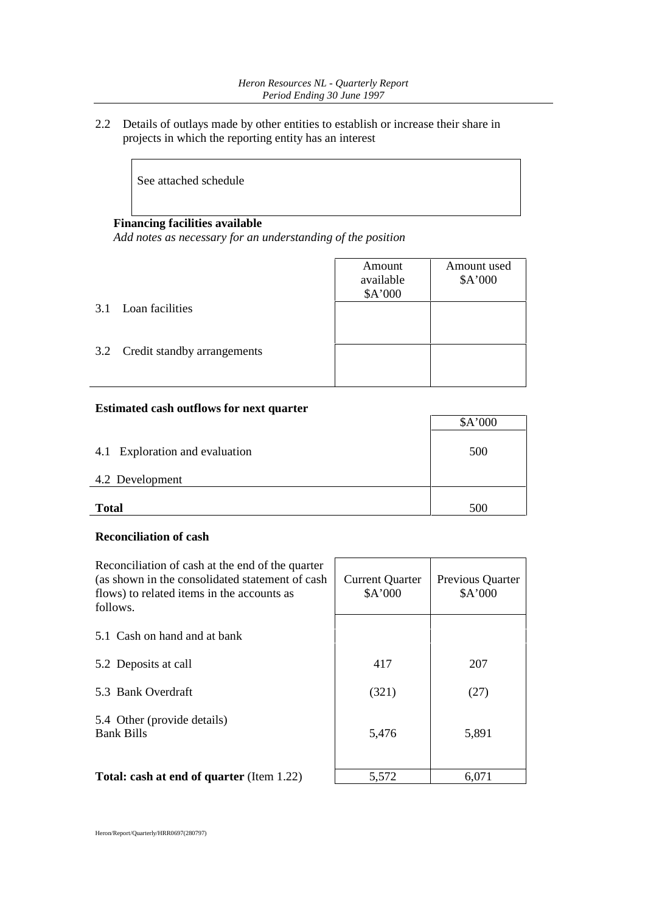2.2 Details of outlays made by other entities to establish or increase their share in projects in which the reporting entity has an interest

| See attached schedule |
|---|

**Financing facilities available**

*Add notes as necessary for an understanding of the position*

| | Amount available $A'000 | Amount used $A'000 |
|---|---|---|
| 3.1 Loan facilities | | |
| 3.2 Credit standby arrangements | | |

**Estimated cash outflows for next quarter**

| | $A'000 |
|---|---|
| 4.1 Exploration and evaluation | 500 |
| 4.2 Development | |
| **Total** | 500 |

**Reconciliation of cash**

| Reconciliation of cash at the end of the quarter (as shown in the consolidated statement of cash flows) to related items in the accounts as follows. | Current Quarter $A'000 | Previous Quarter $A'000 |
|---|---|---|
| 5.1 Cash on hand and at bank | | |
| 5.2 Deposits at call | 417 | 207 |
| 5.3 Bank Overdraft | (321) | (27) |
| 5.4 Other (provide details) Bank Bills | 5,476 | 5,891 |
| **Total: cash at end of quarter** (Item 1.22) | 5,572 | 6,071 |

Heron/Report/Quarterly/HRR0697(280797)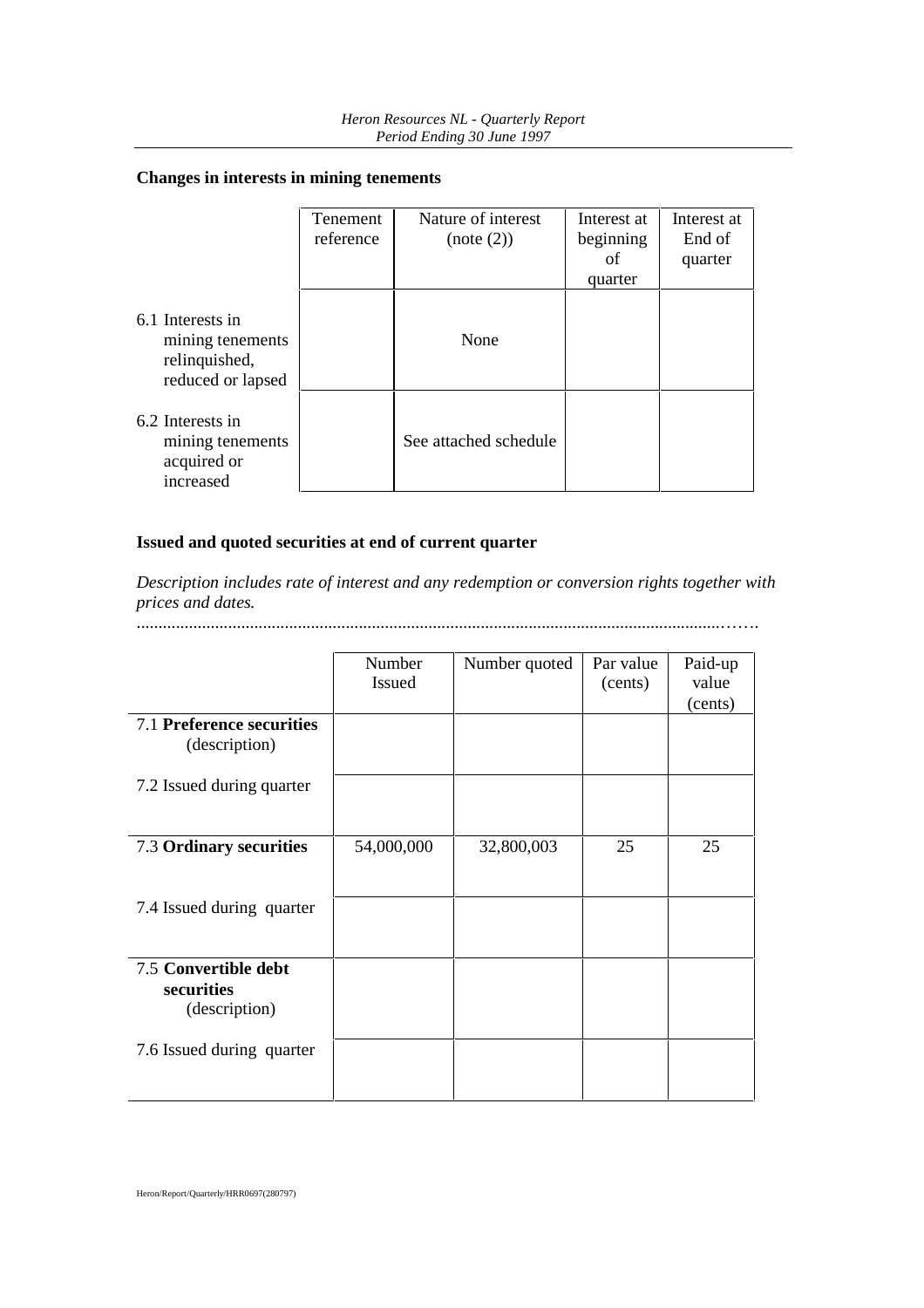**Changes in interests in mining tenements**

| | Tenement reference | Nature of interest (note (2)) | Interest at beginning of quarter | Interest at End of quarter |
|---|---|---|---|---|
| 6.1 Interests in mining tenements relinquished, reduced or lapsed | | None | | |
| 6.2 Interests in mining tenements acquired or increased | | See attached schedule | | |

**Issued and quoted securities at end of current quarter**

*Description includes rate of interest and any redemption or conversion rights together with prices and dates.*

.........................................................................................................................................

| | Number Issued | Number quoted | Par value (cents) | Paid-up value (cents) |
|---|---|---|---|---|
| 7.1 **Preference securities** (description) | | | | |
| 7.2 Issued during quarter | | | | |
| 7.3 **Ordinary securities** | 54,000,000 | 32,800,003 | 25 | 25 |
| 7.4 Issued during quarter | | | | |
| 7.5 **Convertible debt securities** (description) | | | | |
| 7.6 Issued during quarter | | | | |

Heron/Report/Quarterly/HRR0697(280797)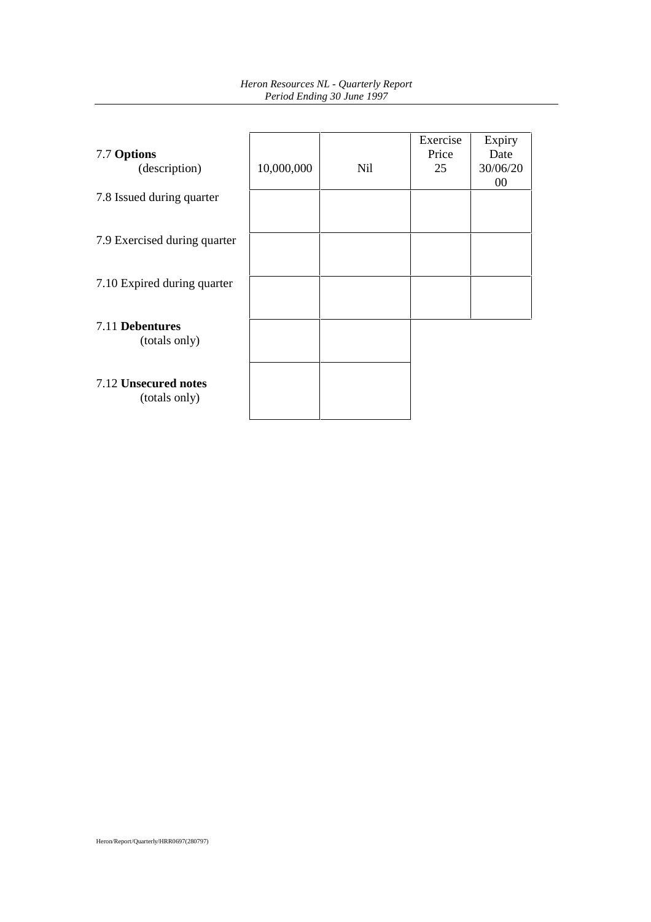| | | | Exercise Price | Expiry Date |
|---|---|---|---|---|
| 7.7 **Options** (description) | 10,000,000 | Nil | 25 | 30/06/2000 |
| 7.8 Issued during quarter | | | | |
| 7.9 Exercised during quarter | | | | |
| 7.10 Expired during quarter | | | | |
| 7.11 **Debentures** (totals only) | | | | |
| 7.12 **Unsecured notes** (totals only) | | | | |

Heron/Report/Quarterly/HRR0697(280797)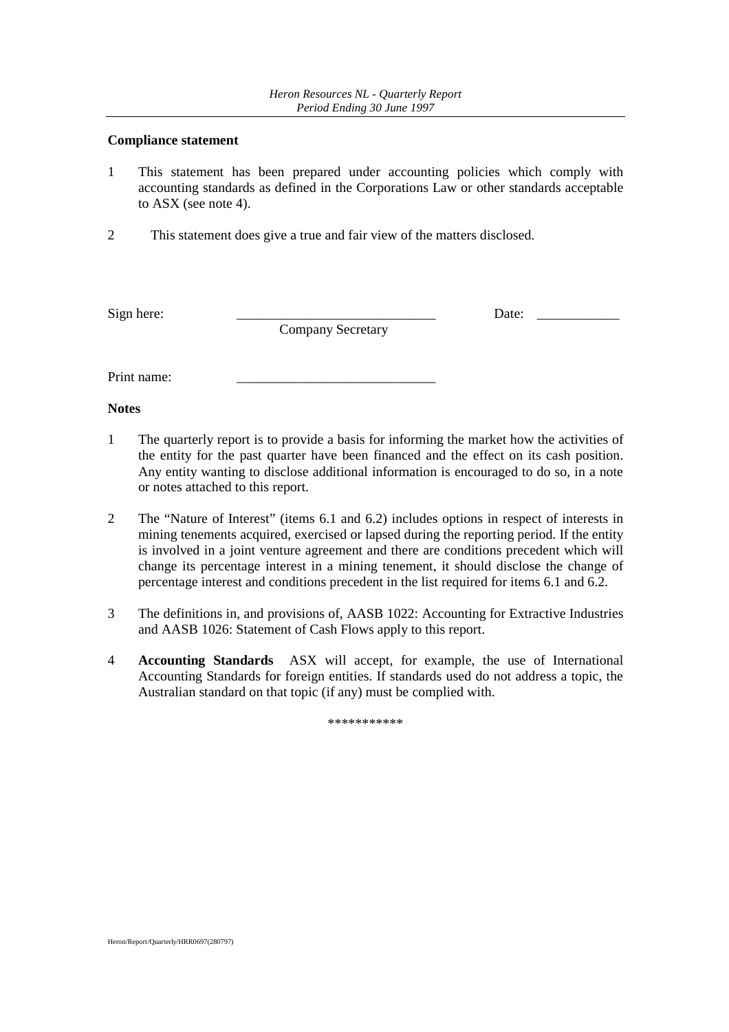**Compliance statement**

1 This statement has been prepared under accounting policies which comply with accounting standards as defined in the Corporations Law or other standards acceptable to ASX (see note 4).

2 This statement does give a true and fair view of the matters disclosed.

Sign here: ______________________________ Date: ____________
Company Secretary

Print name: ______________________________

**Notes**

1 The quarterly report is to provide a basis for informing the market how the activities of the entity for the past quarter have been financed and the effect on its cash position. Any entity wanting to disclose additional information is encouraged to do so, in a note or notes attached to this report.

2 The "Nature of Interest" (items 6.1 and 6.2) includes options in respect of interests in mining tenements acquired, exercised or lapsed during the reporting period. If the entity is involved in a joint venture agreement and there are conditions precedent which will change its percentage interest in a mining tenement, it should disclose the change of percentage interest and conditions precedent in the list required for items 6.1 and 6.2.

3 The definitions in, and provisions of, AASB 1022: Accounting for Extractive Industries and AASB 1026: Statement of Cash Flows apply to this report.

4 **Accounting Standards** ASX will accept, for example, the use of International Accounting Standards for foreign entities. If standards used do not address a topic, the Australian standard on that topic (if any) must be complied with.

***********

Heron/Report/Quarterly/HRR0697(280797)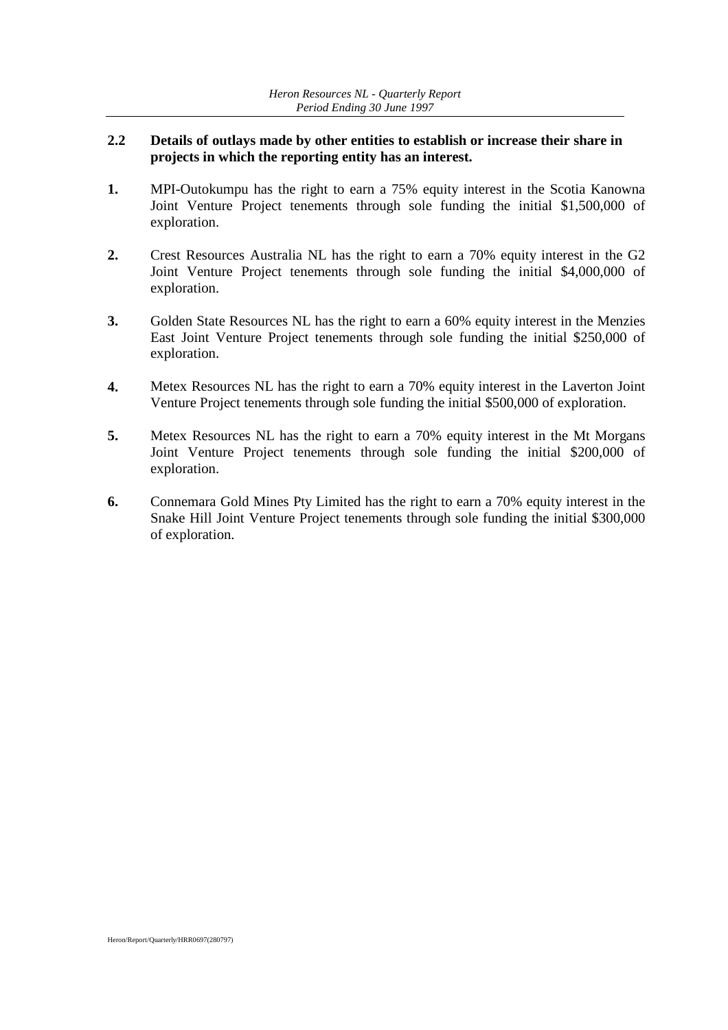## 2.2 Details of outlays made by other entities to establish or increase their share in projects in which the reporting entity has an interest.

**1.** MPI-Outokumpu has the right to earn a 75% equity interest in the Scotia Kanowna Joint Venture Project tenements through sole funding the initial $1,500,000 of exploration.

**2.** Crest Resources Australia NL has the right to earn a 70% equity interest in the G2 Joint Venture Project tenements through sole funding the initial $4,000,000 of exploration.

**3.** Golden State Resources NL has the right to earn a 60% equity interest in the Menzies East Joint Venture Project tenements through sole funding the initial $250,000 of exploration.

**4.** Metex Resources NL has the right to earn a 70% equity interest in the Laverton Joint Venture Project tenements through sole funding the initial $500,000 of exploration.

**5.** Metex Resources NL has the right to earn a 70% equity interest in the Mt Morgans Joint Venture Project tenements through sole funding the initial $200,000 of exploration.

**6.** Connemara Gold Mines Pty Limited has the right to earn a 70% equity interest in the Snake Hill Joint Venture Project tenements through sole funding the initial $300,000 of exploration.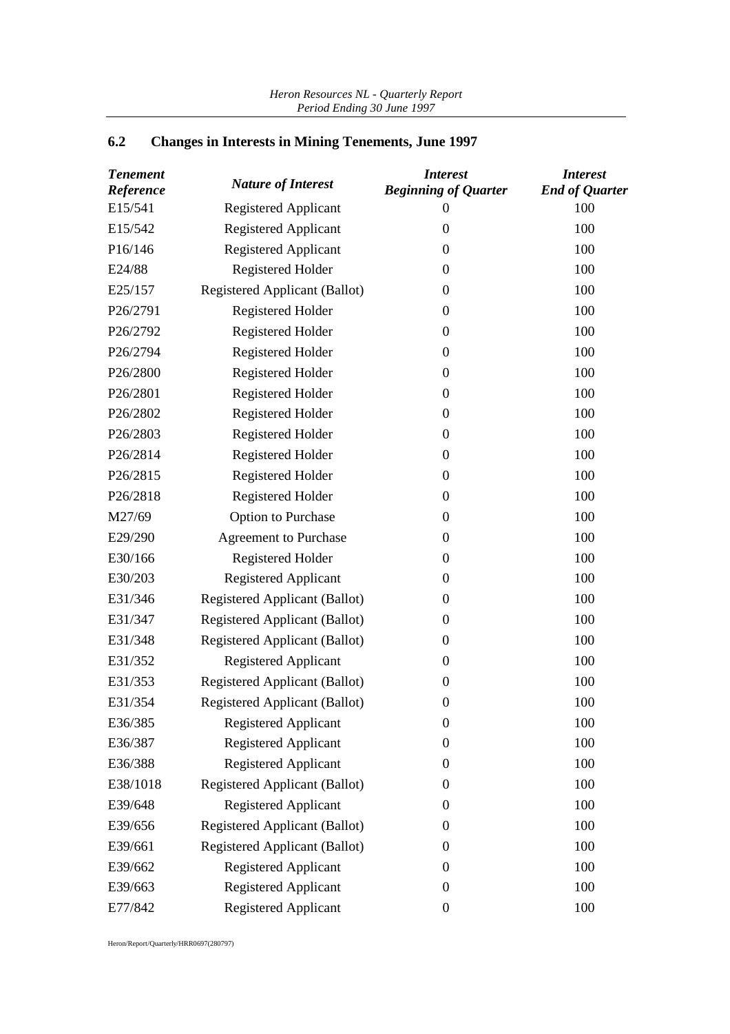## 6.2 Changes in Interests in Mining Tenements, June 1997

| *Tenement Reference* | *Nature of Interest* | *Interest Beginning of Quarter* | *Interest End of Quarter* |
|---|---|---|---|
| E15/541 | Registered Applicant | 0 | 100 |
| E15/542 | Registered Applicant | 0 | 100 |
| P16/146 | Registered Applicant | 0 | 100 |
| E24/88 | Registered Holder | 0 | 100 |
| E25/157 | Registered Applicant (Ballot) | 0 | 100 |
| P26/2791 | Registered Holder | 0 | 100 |
| P26/2792 | Registered Holder | 0 | 100 |
| P26/2794 | Registered Holder | 0 | 100 |
| P26/2800 | Registered Holder | 0 | 100 |
| P26/2801 | Registered Holder | 0 | 100 |
| P26/2802 | Registered Holder | 0 | 100 |
| P26/2803 | Registered Holder | 0 | 100 |
| P26/2814 | Registered Holder | 0 | 100 |
| P26/2815 | Registered Holder | 0 | 100 |
| P26/2818 | Registered Holder | 0 | 100 |
| M27/69 | Option to Purchase | 0 | 100 |
| E29/290 | Agreement to Purchase | 0 | 100 |
| E30/166 | Registered Holder | 0 | 100 |
| E30/203 | Registered Applicant | 0 | 100 |
| E31/346 | Registered Applicant (Ballot) | 0 | 100 |
| E31/347 | Registered Applicant (Ballot) | 0 | 100 |
| E31/348 | Registered Applicant (Ballot) | 0 | 100 |
| E31/352 | Registered Applicant | 0 | 100 |
| E31/353 | Registered Applicant (Ballot) | 0 | 100 |
| E31/354 | Registered Applicant (Ballot) | 0 | 100 |
| E36/385 | Registered Applicant | 0 | 100 |
| E36/387 | Registered Applicant | 0 | 100 |
| E36/388 | Registered Applicant | 0 | 100 |
| E38/1018 | Registered Applicant (Ballot) | 0 | 100 |
| E39/648 | Registered Applicant | 0 | 100 |
| E39/656 | Registered Applicant (Ballot) | 0 | 100 |
| E39/661 | Registered Applicant (Ballot) | 0 | 100 |
| E39/662 | Registered Applicant | 0 | 100 |
| E39/663 | Registered Applicant | 0 | 100 |
| E77/842 | Registered Applicant | 0 | 100 |